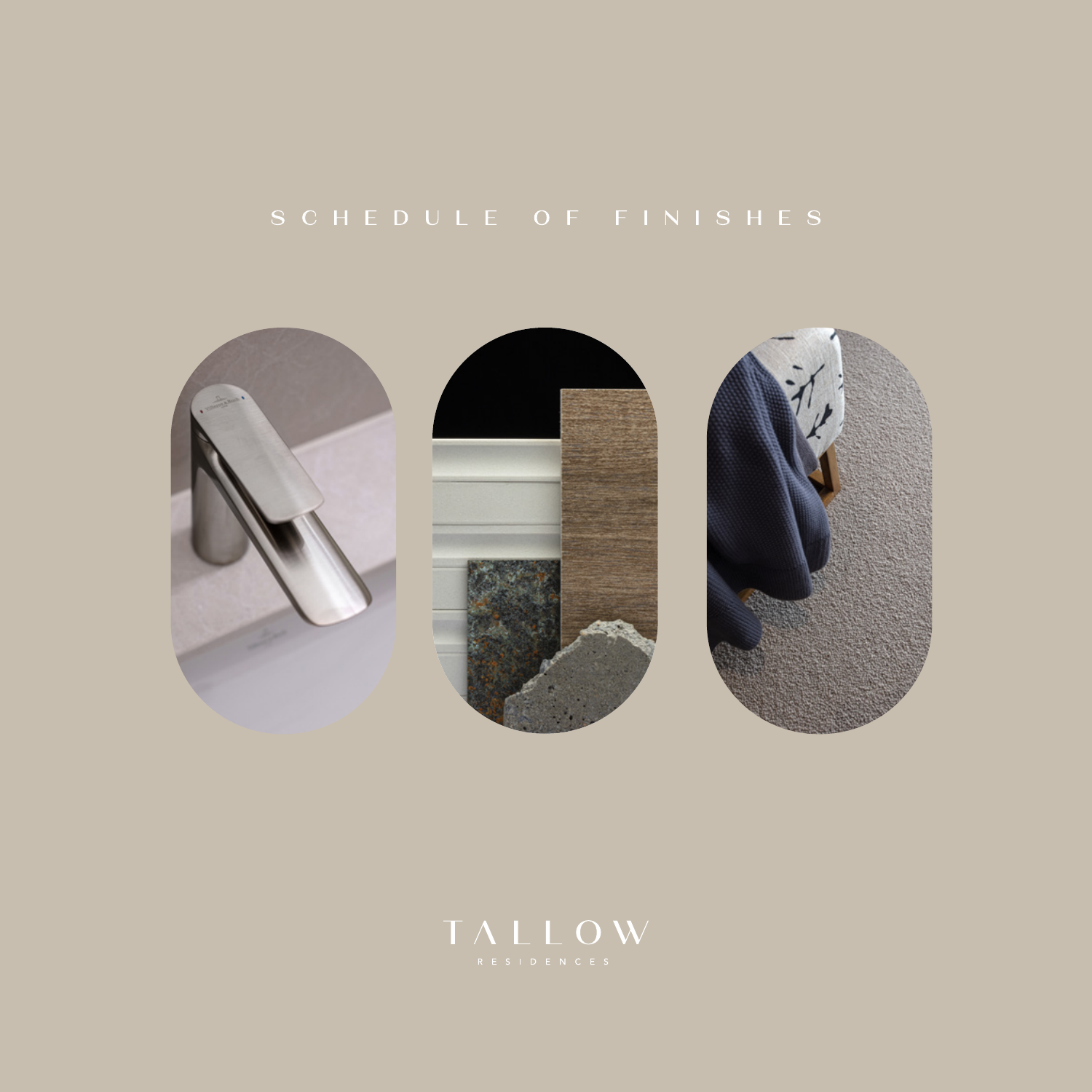# SCHEDULE OF FINISHES

TALLOW

RESIDENCES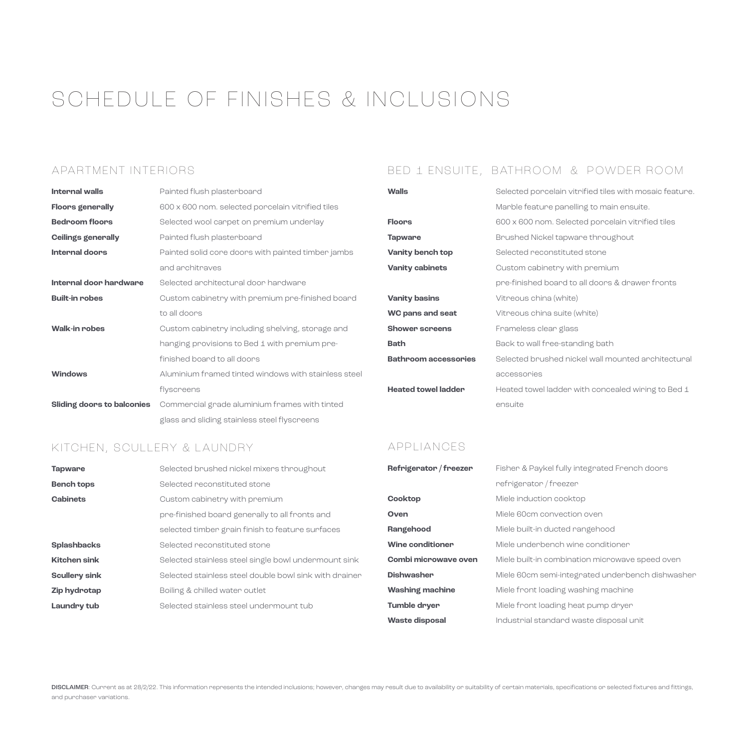# SCHEDULE OF FINISHES & INCLUSIONS

## APARTMENT INTERIORS

| | |
|---|---|
| **Internal walls** | Painted flush plasterboard |
| **Floors generally** | 600 x 600 nom. selected porcelain vitrified tiles |
| **Bedroom floors** | Selected wool carpet on premium underlay |
| **Ceilings generally** | Painted flush plasterboard |
| **Internal doors** | Painted solid core doors with painted timber jambs and architraves |
| **Internal door hardware** | Selected architectural door hardware |
| **Built-in robes** | Custom cabinetry with premium pre-finished board to all doors |
| **Walk-in robes** | Custom cabinetry including shelving, storage and hanging provisions to Bed 1 with premium pre-finished board to all doors |
| **Windows** | Aluminium framed tinted windows with stainless steel flyscreens |
| **Sliding doors to balconies** | Commercial grade aluminium frames with tinted glass and sliding stainless steel flyscreens |

## KITCHEN, SCULLERY & LAUNDRY

| | |
|---|---|
| **Tapware** | Selected brushed nickel mixers throughout |
| **Bench tops** | Selected reconstituted stone |
| **Cabinets** | Custom cabinetry with premium pre-finished board generally to all fronts and selected timber grain finish to feature surfaces |
| **Splashbacks** | Selected reconstituted stone |
| **Kitchen sink** | Selected stainless steel single bowl undermount sink |
| **Scullery sink** | Selected stainless steel double bowl sink with drainer |
| **Zip hydrotap** | Boiling & chilled water outlet |
| **Laundry tub** | Selected stainless steel undermount tub |

## BED 1 ENSUITE, BATHROOM & POWDER ROOM

| | |
|---|---|
| **Walls** | Selected porcelain vitrified tiles with mosaic feature. Marble feature panelling to main ensuite. |
| **Floors** | 600 x 600 nom. Selected porcelain vitrified tiles |
| **Tapware** | Brushed Nickel tapware throughout |
| **Vanity bench top** | Selected reconstituted stone |
| **Vanity cabinets** | Custom cabinetry with premium pre-finished board to all doors & drawer fronts |
| **Vanity basins** | Vitreous china (white) |
| **WC pans and seat** | Vitreous china suite (white) |
| **Shower screens** | Frameless clear glass |
| **Bath** | Back to wall free-standing bath |
| **Bathroom accessories** | Selected brushed nickel wall mounted architectural accessories |
| **Heated towel ladder** | Heated towel ladder with concealed wiring to Bed 1 ensuite |

## APPLIANCES

| | |
|---|---|
| **Refrigerator / freezer** | Fisher & Paykel fully integrated French doors refrigerator / freezer |
| **Cooktop** | Miele induction cooktop |
| **Oven** | Miele 60cm convection oven |
| **Rangehood** | Miele built-in ducted rangehood |
| **Wine conditioner** | Miele underbench wine conditioner |
| **Combi microwave oven** | Miele built-in combination microwave speed oven |
| **Dishwasher** | Miele 60cm semi-integrated underbench dishwasher |
| **Washing machine** | Miele front loading washing machine |
| **Tumble dryer** | Miele front loading heat pump dryer |
| **Waste disposal** | Industrial standard waste disposal unit |

**DISCLAIMER**: Current as at 28/2/22. This information represents the intended inclusions; however, changes may result due to availability or suitability of certain materials, specifications or selected fixtures and fittings, and purchaser variations.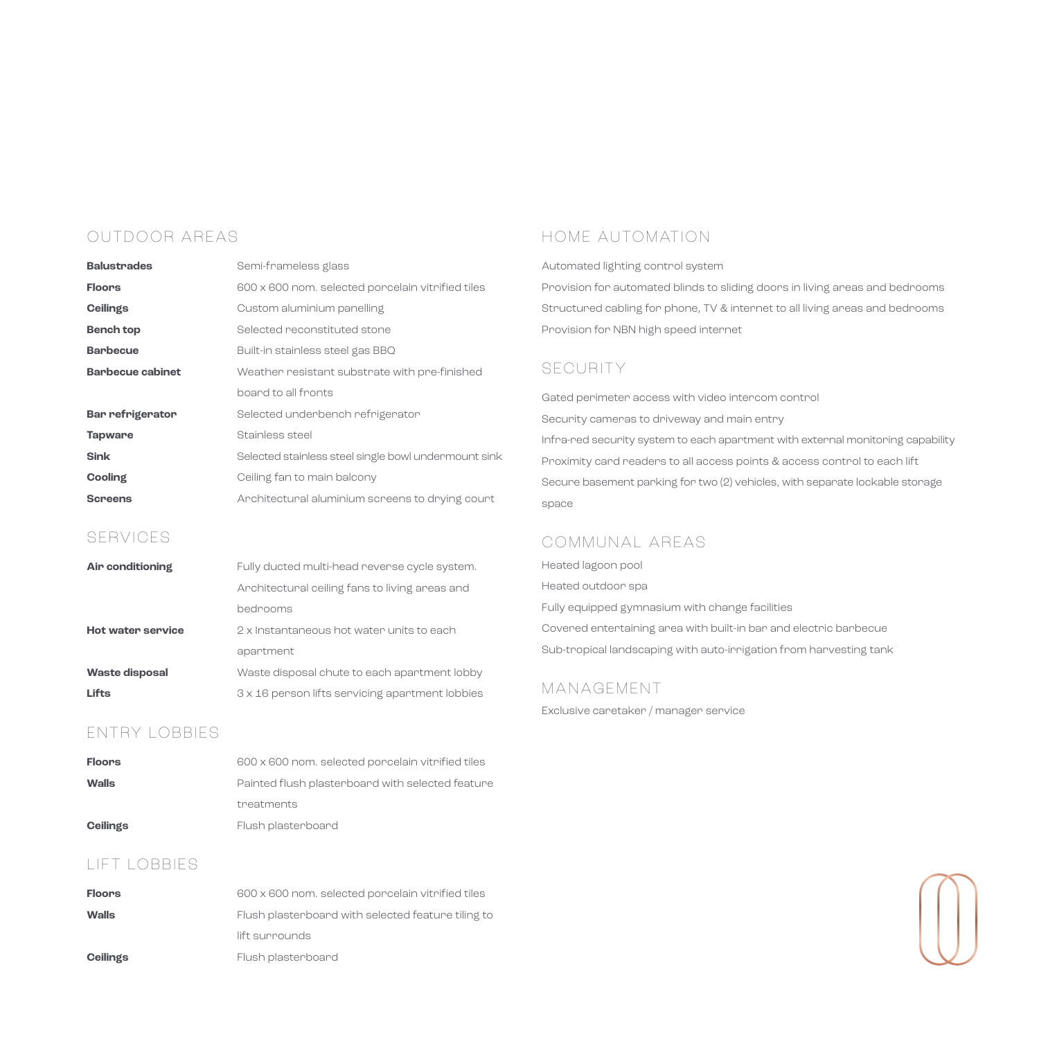## OUTDOOR AREAS

| | |
|---|---|
| **Balustrades** | Semi-frameless glass |
| **Floors** | 600 x 600 nom. selected porcelain vitrified tiles |
| **Ceilings** | Custom aluminium panelling |
| **Bench top** | Selected reconstituted stone |
| **Barbecue** | Built-in stainless steel gas BBQ |
| **Barbecue cabinet** | Weather resistant substrate with pre-finished board to all fronts |
| **Bar refrigerator** | Selected underbench refrigerator |
| **Tapware** | Stainless steel |
| **Sink** | Selected stainless steel single bowl undermount sink |
| **Cooling** | Ceiling fan to main balcony |
| **Screens** | Architectural aluminium screens to drying court |

## SERVICES

| | |
|---|---|
| **Air conditioning** | Fully ducted multi-head reverse cycle system. Architectural ceiling fans to living areas and bedrooms |
| **Hot water service** | 2 x Instantaneous hot water units to each apartment |
| **Waste disposal** | Waste disposal chute to each apartment lobby |
| **Lifts** | 3 x 16 person lifts servicing apartment lobbies |

## ENTRY LOBBIES

| | |
|---|---|
| **Floors** | 600 x 600 nom. selected porcelain vitrified tiles |
| **Walls** | Painted flush plasterboard with selected feature treatments |
| **Ceilings** | Flush plasterboard |

## LIFT LOBBIES

| | |
|---|---|
| **Floors** | 600 x 600 nom. selected porcelain vitrified tiles |
| **Walls** | Flush plasterboard with selected feature tiling to lift surrounds |
| **Ceilings** | Flush plasterboard |

## HOME AUTOMATION

Automated lighting control system

Provision for automated blinds to sliding doors in living areas and bedrooms

Structured cabling for phone, TV & internet to all living areas and bedrooms

Provision for NBN high speed internet

## SECURITY

Gated perimeter access with video intercom control

Security cameras to driveway and main entry

Infra-red security system to each apartment with external monitoring capability

Proximity card readers to all access points & access control to each lift

Secure basement parking for two (2) vehicles, with separate lockable storage space

## COMMUNAL AREAS

Heated lagoon pool

Heated outdoor spa

Fully equipped gymnasium with change facilities

Covered entertaining area with built-in bar and electric barbecue

Sub-tropical landscaping with auto-irrigation from harvesting tank

## MANAGEMENT

Exclusive caretaker / manager service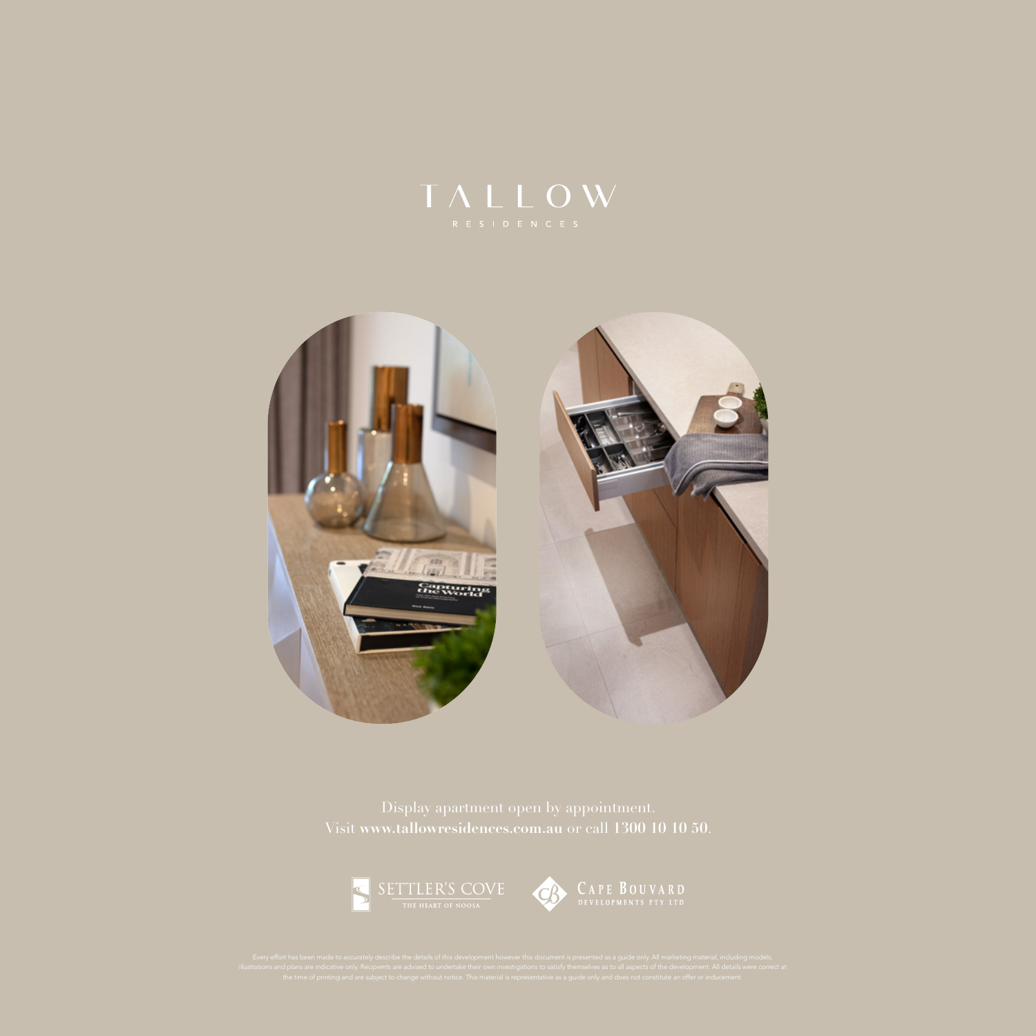# TALLOW

RESIDENCES

Display apartment open by appointment.
Visit **www.tallowresidences.com.au** or call **1300 10 10 50**.

SETTLER'S COVE
THE HEART OF NOOSA

CAPE BOUVARD
DEVELOPMENTS PTY LTD

Every effort has been made to accurately describe the details of this development however this document is presented as a guide only. All marketing material, including models, illustrations and plans are indicative only. Recipients are advised to undertake their own investigations to satisfy themselves as to all aspects of the development. All details were correct at the time of printing and are subject to change without notice. This material is representative as a guide only and does not constitute an offer or inducement.